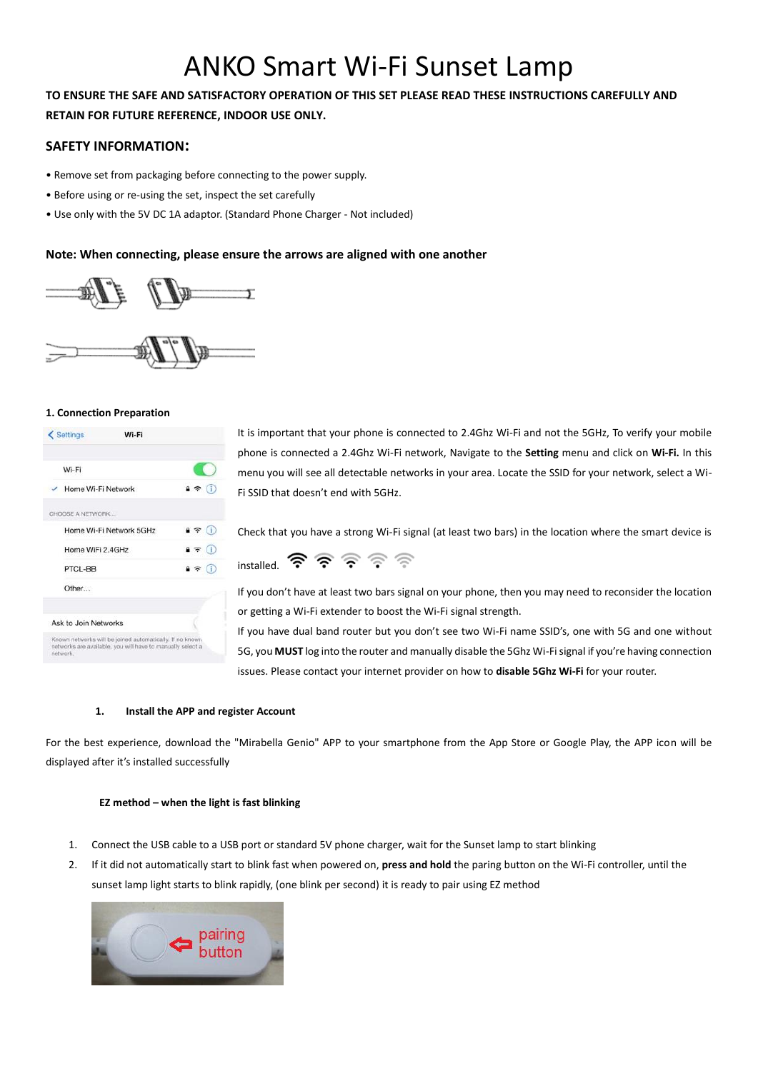# ANKO Smart Wi-Fi Sunset Lamp

**TO ENSURE THE SAFE AND SATISFACTORY OPERATION OF THIS SET PLEASE READ THESE INSTRUCTIONS CAREFULLY AND RETAIN FOR FUTURE REFERENCE, INDOOR USE ONLY.**

## SAFETY INFORMATION:

- Remove set from packaging before connecting to the power supply.
- Before using or re-using the set, inspect the set carefully
- Use only with the 5V DC 1A adaptor. (Standard Phone Charger - Not included)

**Note: When connecting, please ensure the arrows are aligned with one another**

**1. Connection Preparation**

It is important that your phone is connected to 2.4Ghz Wi-Fi and not the 5GHz, To verify your mobile phone is connected a 2.4Ghz Wi-Fi network, Navigate to the **Setting** menu and click on **Wi-Fi.** In this menu you will see all detectable networks in your area. Locate the SSID for your network, select a Wi-Fi SSID that doesn't end with 5GHz.

Check that you have a strong Wi-Fi signal (at least two bars) in the location where the smart device is installed.

If you don't have at least two bars signal on your phone, then you may need to reconsider the location or getting a Wi-Fi extender to boost the Wi-Fi signal strength.

If you have dual band router but you don't see two Wi-Fi name SSID's, one with 5G and one without 5G, you **MUST** log into the router and manually disable the 5Ghz Wi-Fi signal if you're having connection issues. Please contact your internet provider on how to **disable 5Ghz Wi-Fi** for your router.

1. **Install the APP and register Account**

For the best experience, download the "Mirabella Genio" APP to your smartphone from the App Store or Google Play, the APP icon will be displayed after it's installed successfully

**EZ method – when the light is fast blinking**

1. Connect the USB cable to a USB port or standard 5V phone charger, wait for the Sunset lamp to start blinking
2. If it did not automatically start to blink fast when powered on, **press and hold** the paring button on the Wi-Fi controller, until the sunset lamp light starts to blink rapidly, (one blink per second) it is ready to pair using EZ method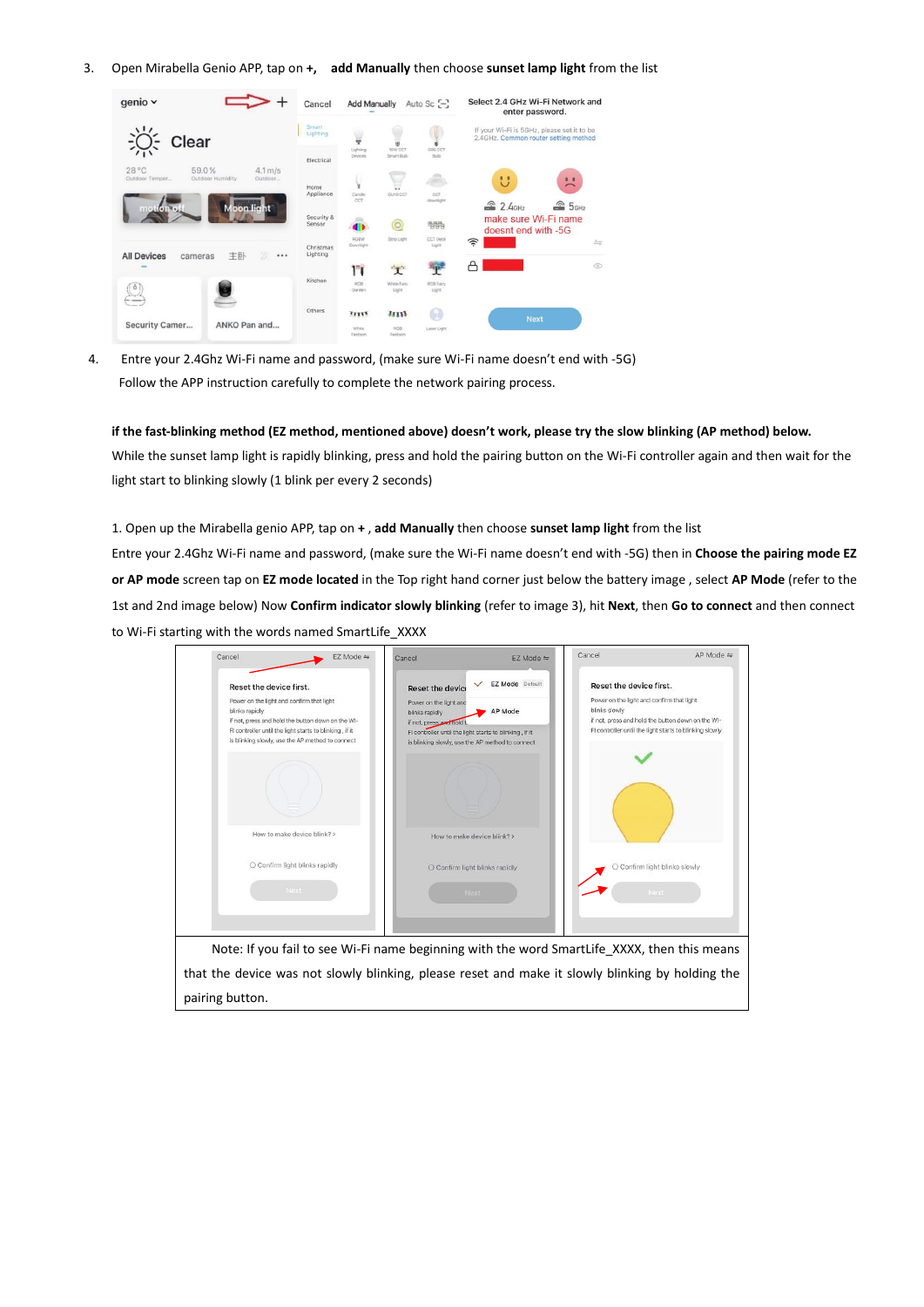3. Open Mirabella Genio APP, tap on **+**, **add Manually** then choose **sunset lamp light** from the list

4. Entre your 2.4Ghz Wi-Fi name and password, (make sure Wi-Fi name doesn't end with -5G)
   Follow the APP instruction carefully to complete the network pairing process.

**if the fast-blinking method (EZ method, mentioned above) doesn't work, please try the slow blinking (AP method) below.**

While the sunset lamp light is rapidly blinking, press and hold the pairing button on the Wi-Fi controller again and then wait for the light start to blinking slowly (1 blink per every 2 seconds)

1. Open up the Mirabella genio APP, tap on **+** , **add Manually** then choose **sunset lamp light** from the list

Entre your 2.4Ghz Wi-Fi name and password, (make sure the Wi-Fi name doesn't end with -5G) then in **Choose the pairing mode EZ or AP mode** screen tap on **EZ mode located** in the Top right hand corner just below the battery image , select **AP Mode** (refer to the 1st and 2nd image below) Now **Confirm indicator slowly blinking** (refer to image 3), hit **Next**, then **Go to connect** and then connect to Wi-Fi starting with the words named SmartLife_XXXX

Note: If you fail to see Wi-Fi name beginning with the word SmartLife_XXXX, then this means that the device was not slowly blinking, please reset and make it slowly blinking by holding the pairing button.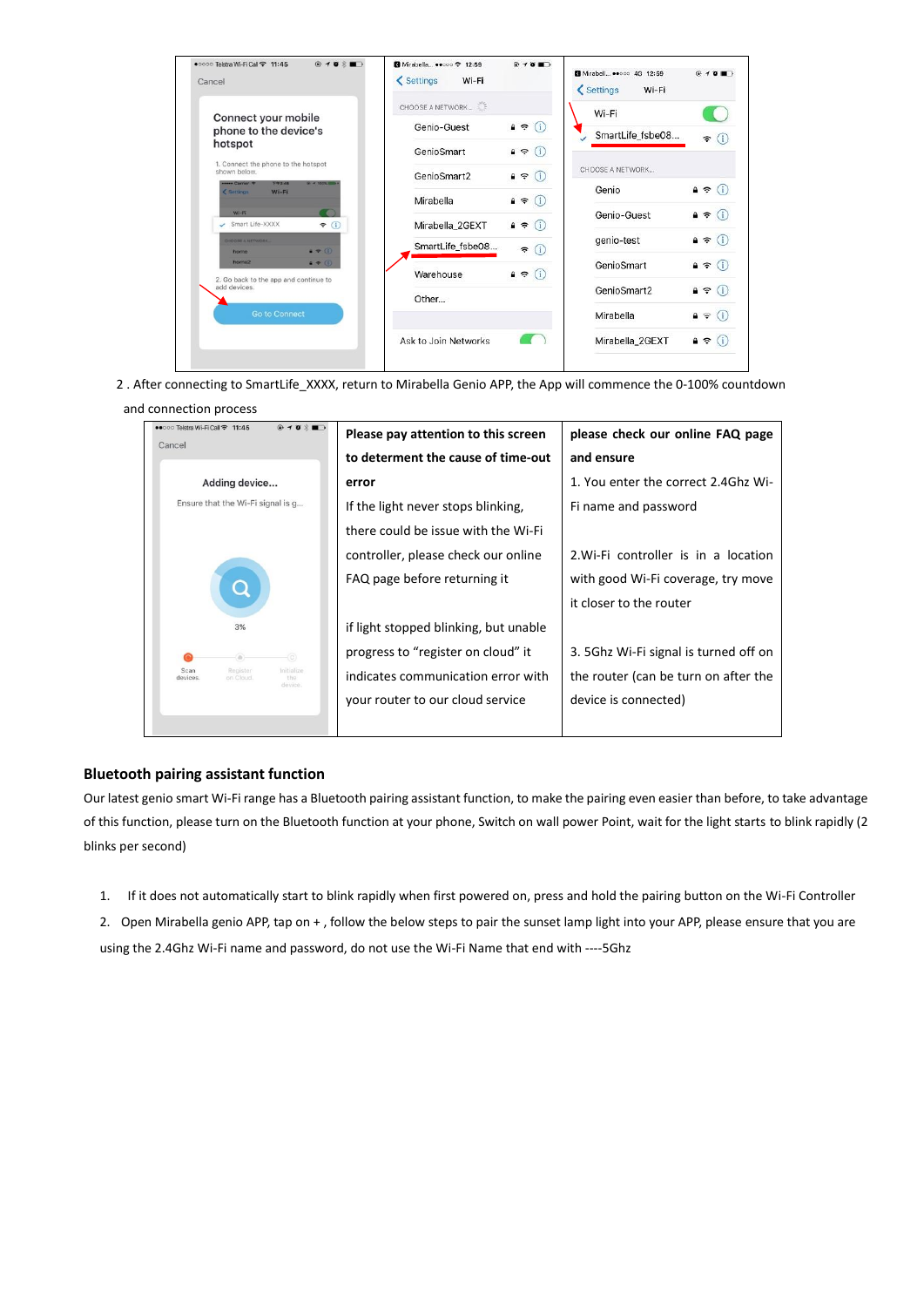2 . After connecting to SmartLife_XXXX, return to Mirabella Genio APP, the App will commence the 0-100% countdown and connection process

| | **Please pay attention to this screen to determent the cause of time-out error** | **please check our online FAQ page and ensure** |
|---|---|---|
| | If the light never stops blinking, there could be issue with the Wi-Fi controller, please check our online FAQ page before returning it<br><br>if light stopped blinking, but unable progress to “register on cloud” it indicates communication error with your router to our cloud service | 1. You enter the correct 2.4Ghz Wi-Fi name and password<br><br>2.Wi-Fi controller is in a location with good Wi-Fi coverage, try move it closer to the router<br><br>3. 5Ghz Wi-Fi signal is turned off on the router (can be turn on after the device is connected) |

## Bluetooth pairing assistant function

Our latest genio smart Wi-Fi range has a Bluetooth pairing assistant function, to make the pairing even easier than before, to take advantage of this function, please turn on the Bluetooth function at your phone, Switch on wall power Point, wait for the light starts to blink rapidly (2 blinks per second)

1. If it does not automatically start to blink rapidly when first powered on, press and hold the pairing button on the Wi-Fi Controller
2. Open Mirabella genio APP, tap on + , follow the below steps to pair the sunset lamp light into your APP, please ensure that you are using the 2.4Ghz Wi-Fi name and password, do not use the Wi-Fi Name that end with ----5Ghz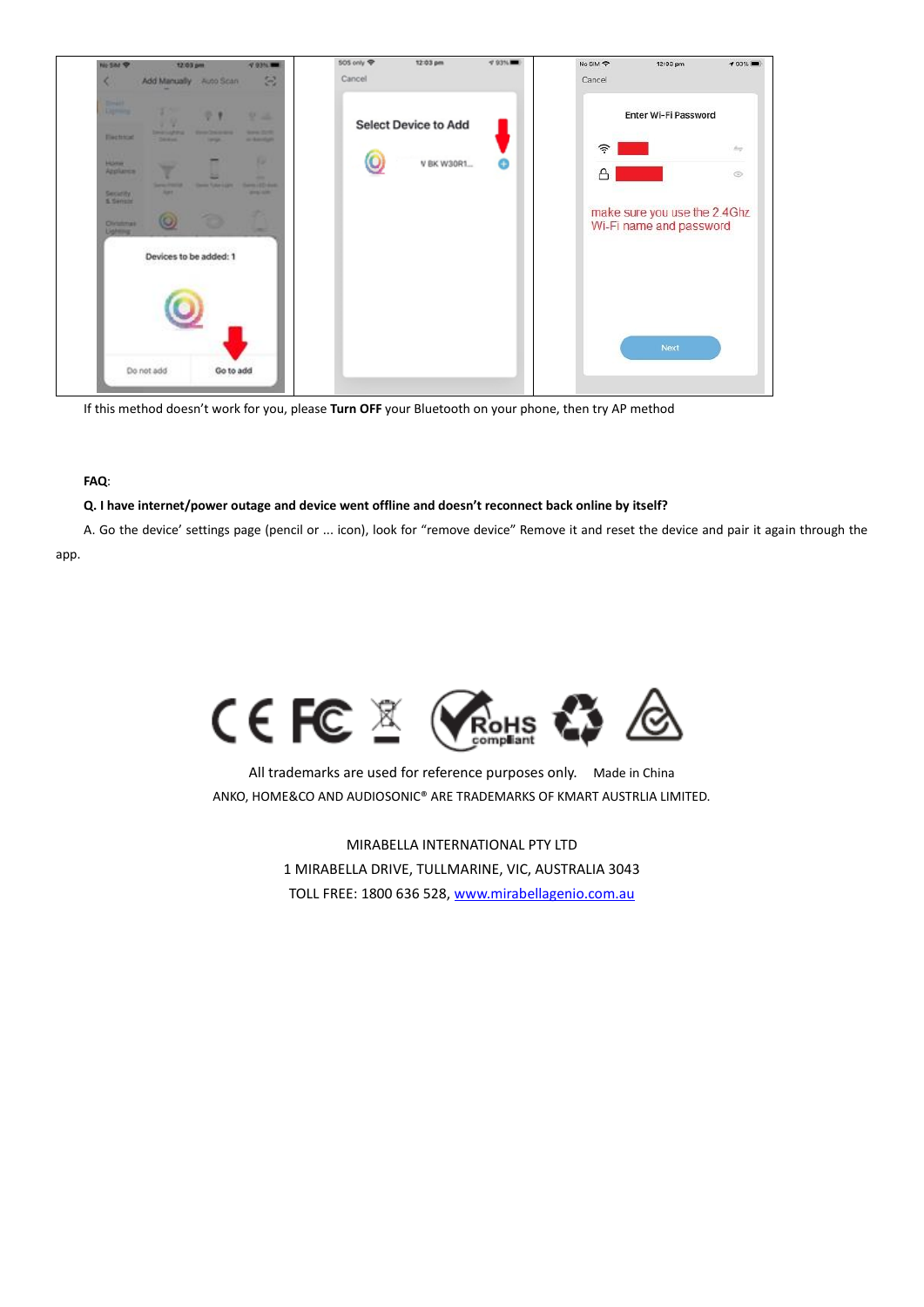If this method doesn't work for you, please **Turn OFF** your Bluetooth on your phone, then try AP method

**FAQ**:

**Q. I have internet/power outage and device went offline and doesn't reconnect back online by itself?**

A. Go the device' settings page (pencil or ... icon), look for "remove device" Remove it and reset the device and pair it again through the app.

All trademarks are used for reference purposes only. Made in China

ANKO, HOME&CO AND AUDIOSONIC® ARE TRADEMARKS OF KMART AUSTRLIA LIMITED.

MIRABELLA INTERNATIONAL PTY LTD

1 MIRABELLA DRIVE, TULLMARINE, VIC, AUSTRALIA 3043

TOLL FREE: 1800 636 528, [www.mirabellagenio.com.au](http://www.mirabellagenio.com.au)